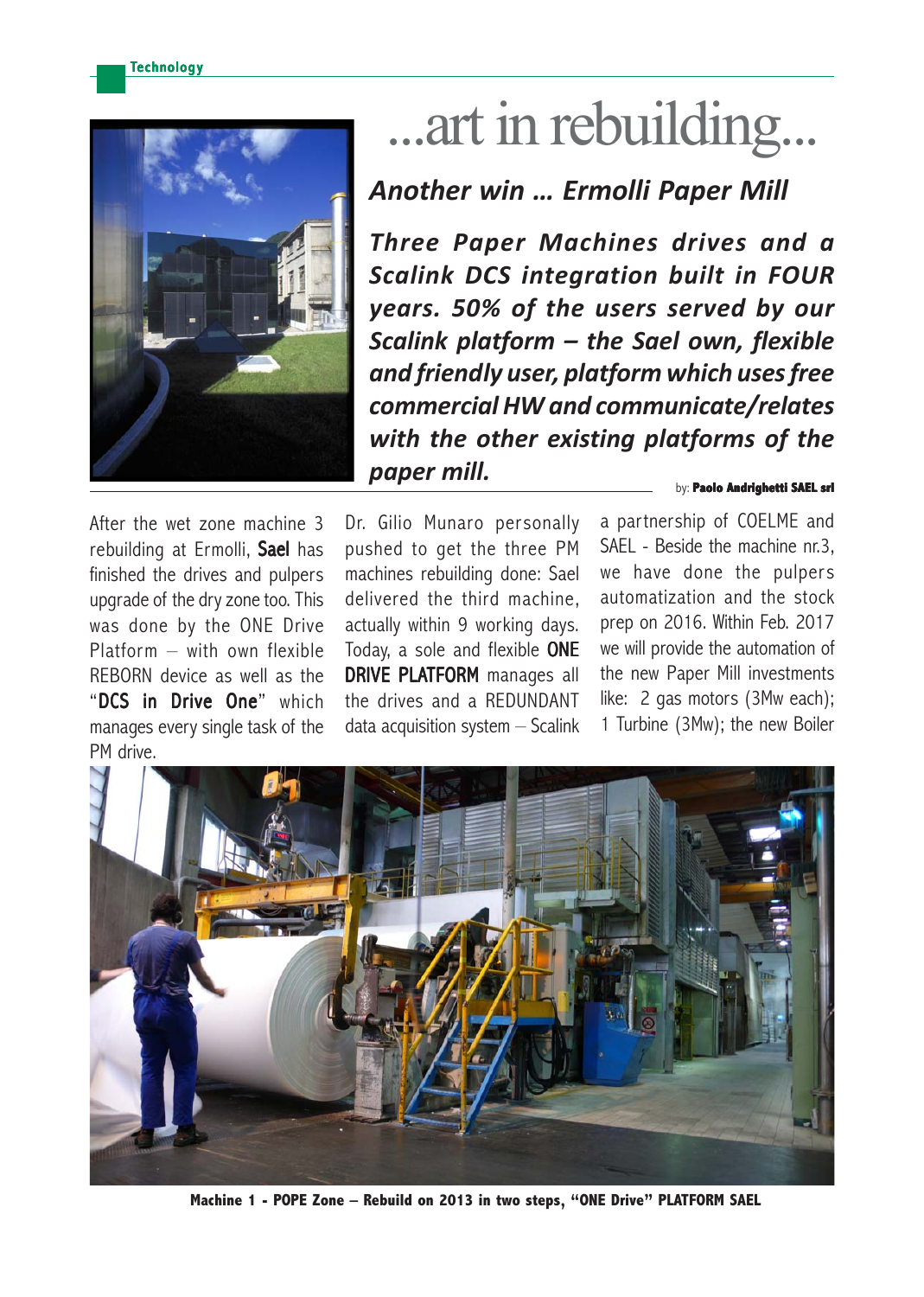# ...art in rebuilding...

## *Another win … Ermolli Paper Mill*

***Three Paper Machines drives and a Scalink DCS integration built in FOUR years. 50% of the users served by our Scalink platform – the Sael own, flexible and friendly user, platform which uses free commercial HW and communicate/relates with the other existing platforms of the paper mill.***

by: **Paolo Andrighetti SAEL srl**

After the wet zone machine 3 rebuilding at Ermolli, **Sael** has finished the drives and pulpers upgrade of the dry zone too. This was done by the ONE Drive Platform – with own flexible REBORN device as well as the "**DCS in Drive One**" which manages every single task of the PM drive.

Dr. Gilio Munaro personally pushed to get the three PM machines rebuilding done: Sael delivered the third machine, actually within 9 working days. Today, a sole and flexible **ONE DRIVE PLATFORM** manages all the drives and a REDUNDANT data acquisition system – Scalink a partnership of COELME and SAEL - Beside the machine nr.3, we have done the pulpers automatization and the stock prep on 2016. Within Feb. 2017 we will provide the automation of the new Paper Mill investments like: 2 gas motors (3Mw each); 1 Turbine (3Mw); the new Boiler

**Machine 1 - POPE Zone – Rebuild on 2013 in two steps, "ONE Drive" PLATFORM SAEL**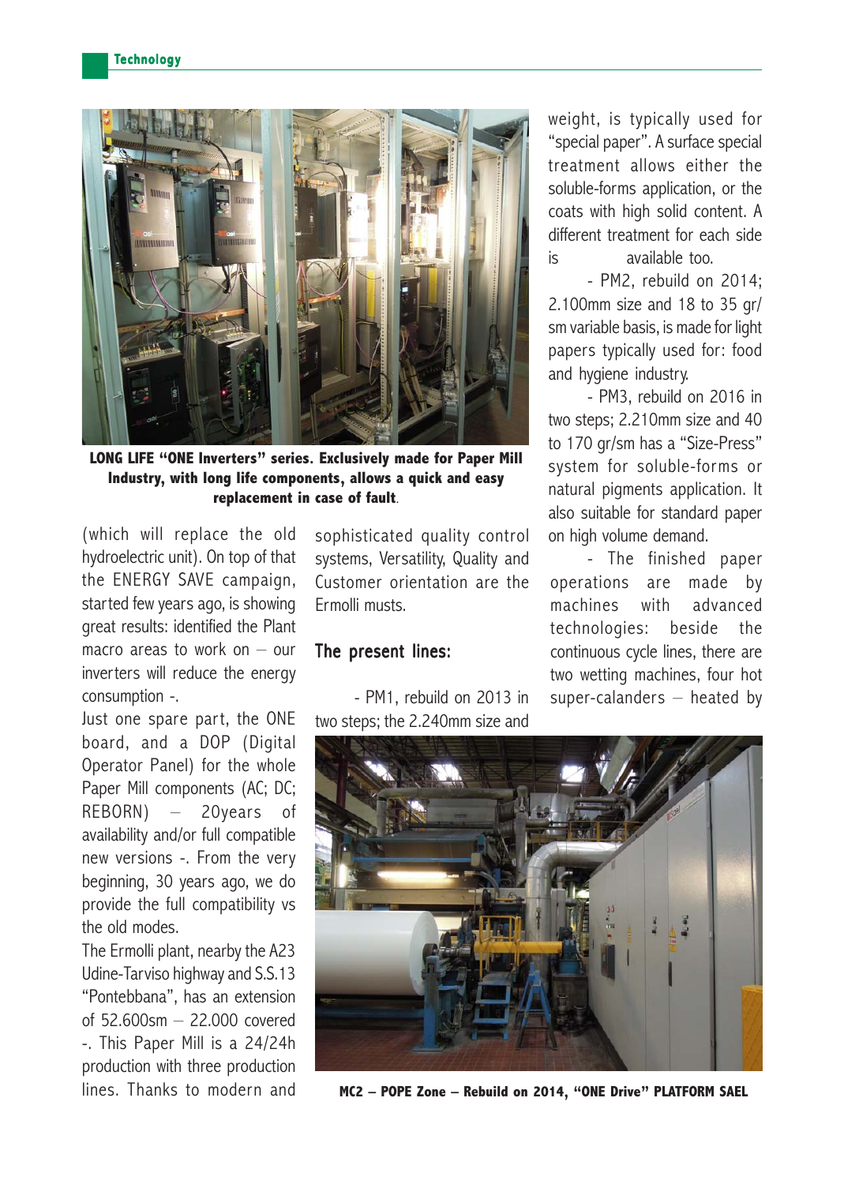LONG LIFE "ONE Inverters" series. Exclusively made for Paper Mill Industry, with long life components, allows a quick and easy replacement in case of fault.

(which will replace the old hydroelectric unit). On top of that the ENERGY SAVE campaign, started few years ago, is showing great results: identified the Plant macro areas to work on – our inverters will reduce the energy consumption -.

Just one spare part, the ONE board, and a DOP (Digital Operator Panel) for the whole Paper Mill components (AC; DC; REBORN) – 20years of availability and/or full compatible new versions -. From the very beginning, 30 years ago, we do provide the full compatibility vs the old modes.

The Ermolli plant, nearby the A23 Udine-Tarviso highway and S.S.13 "Pontebbana", has an extension of 52.600sm – 22.000 covered -. This Paper Mill is a 24/24h production with three production lines. Thanks to modern and sophisticated quality control systems, Versatility, Quality and Customer orientation are the Ermolli musts.

## The present lines:

- PM1, rebuild on 2013 in two steps; the 2.240mm size and weight, is typically used for "special paper". A surface special treatment allows either the soluble-forms application, or the coats with high solid content. A different treatment for each side is available too.
- PM2, rebuild on 2014; 2.100mm size and 18 to 35 gr/sm variable basis, is made for light papers typically used for: food and hygiene industry.
- PM3, rebuild on 2016 in two steps; 2.210mm size and 40 to 170 gr/sm has a "Size-Press" system for soluble-forms or natural pigments application. It also suitable for standard paper on high volume demand.
- The finished paper operations are made by machines with advanced technologies: beside the continuous cycle lines, there are two wetting machines, four hot super-calanders – heated by

MC2 – POPE Zone – Rebuild on 2014, "ONE Drive" PLATFORM SAEL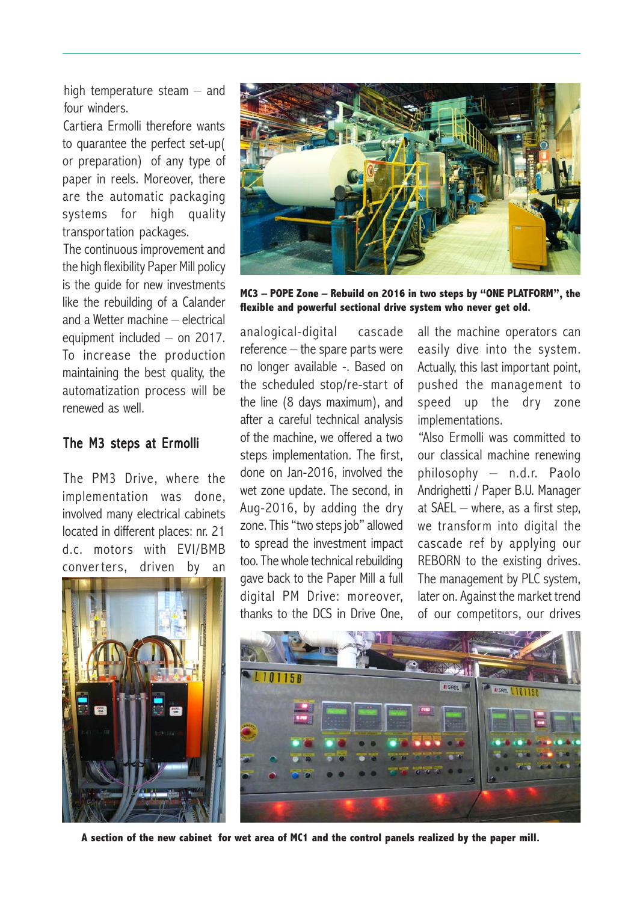high temperature steam – and four winders.

Cartiera Ermolli therefore wants to quarantee the perfect set-up( or preparation) of any type of paper in reels. Moreover, there are the automatic packaging systems for high quality transportation packages.

The continuous improvement and the high flexibility Paper Mill policy is the guide for new investments like the rebuilding of a Calander and a Wetter machine – electrical equipment included – on 2017. To increase the production maintaining the best quality, the automatization process will be renewed as well.

**MC3 – POPE Zone – Rebuild on 2016 in two steps by "ONE PLATFORM", the flexible and powerful sectional drive system who never get old.**

## The M3 steps at Ermolli

The PM3 Drive, where the implementation was done, involved many electrical cabinets located in different places: nr. 21 d.c. motors with EVI/BMB converters, driven by an analogical-digital cascade reference – the spare parts were no longer available -. Based on the scheduled stop/re-start of the line (8 days maximum), and after a careful technical analysis of the machine, we offered a two steps implementation. The first, done on Jan-2016, involved the wet zone update. The second, in Aug-2016, by adding the dry zone. This "two steps job" allowed to spread the investment impact too. The whole technical rebuilding gave back to the Paper Mill a full digital PM Drive: moreover, thanks to the DCS in Drive One, all the machine operators can easily dive into the system. Actually, this last important point, pushed the management to speed up the dry zone implementations.

"Also Ermolli was committed to our classical machine renewing philosophy – n.d.r. Paolo Andrighetti / Paper B.U. Manager at SAEL – where, as a first step, we transform into digital the cascade ref by applying our REBORN to the existing drives. The management by PLC system, later on. Against the market trend of our competitors, our drives

**A section of the new cabinet for wet area of MC1 and the control panels realized by the paper mill.**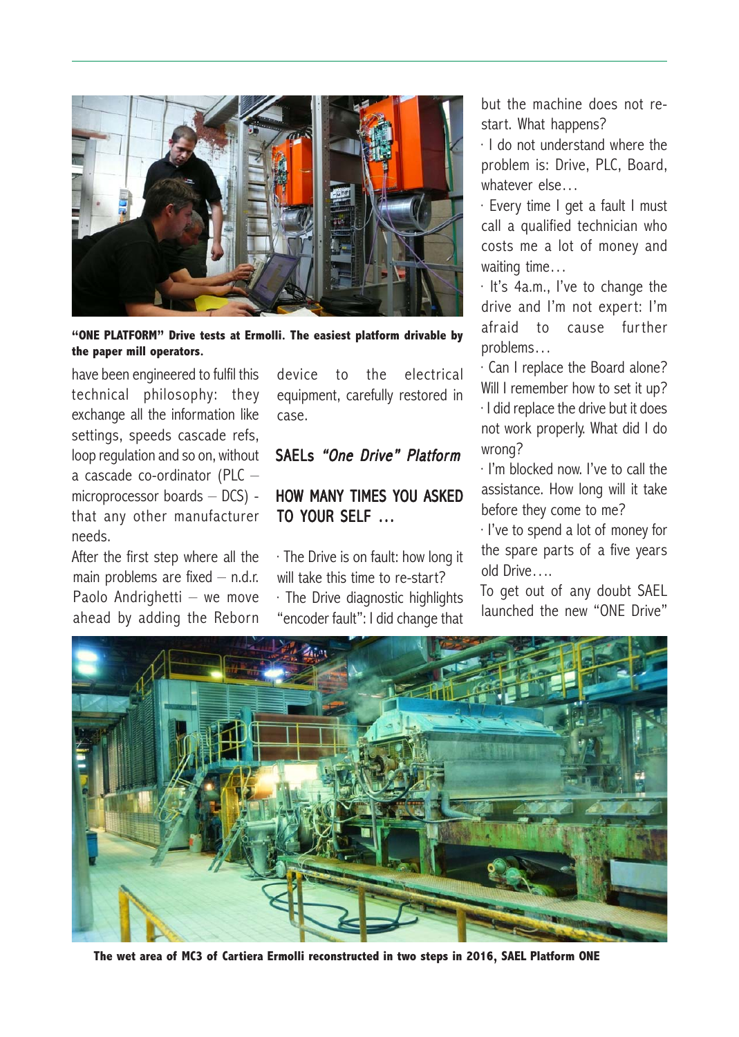**"ONE PLATFORM" Drive tests at Ermolli. The easiest platform drivable by the paper mill operators.**

have been engineered to fulfil this technical philosophy: they exchange all the information like settings, speeds cascade refs, loop regulation and so on, without a cascade co-ordinator (PLC – microprocessor boards – DCS) - that any other manufacturer needs.

After the first step where all the main problems are fixed – n.d.r. Paolo Andrighetti – we move ahead by adding the Reborn device to the electrical equipment, carefully restored in case.

## SAELs *"One Drive" Platform*

### HOW MANY TIMES YOU ASKED TO YOUR SELF ...

· The Drive is on fault: how long it will take this time to re-start?

· The Drive diagnostic highlights "encoder fault": I did change that but the machine does not re-start. What happens?

· I do not understand where the problem is: Drive, PLC, Board, whatever else…

· Every time I get a fault I must call a qualified technician who costs me a lot of money and waiting time…

· It's 4a.m., I've to change the drive and I'm not expert: I'm afraid to cause further problems…

· Can I replace the Board alone? Will I remember how to set it up?

· I did replace the drive but it does not work properly. What did I do wrong?

· I'm blocked now. I've to call the assistance. How long will it take before they come to me?

· I've to spend a lot of money for the spare parts of a five years old Drive….

To get out of any doubt SAEL launched the new "ONE Drive"

**The wet area of MC3 of Cartiera Ermolli reconstructed in two steps in 2016, SAEL Platform ONE**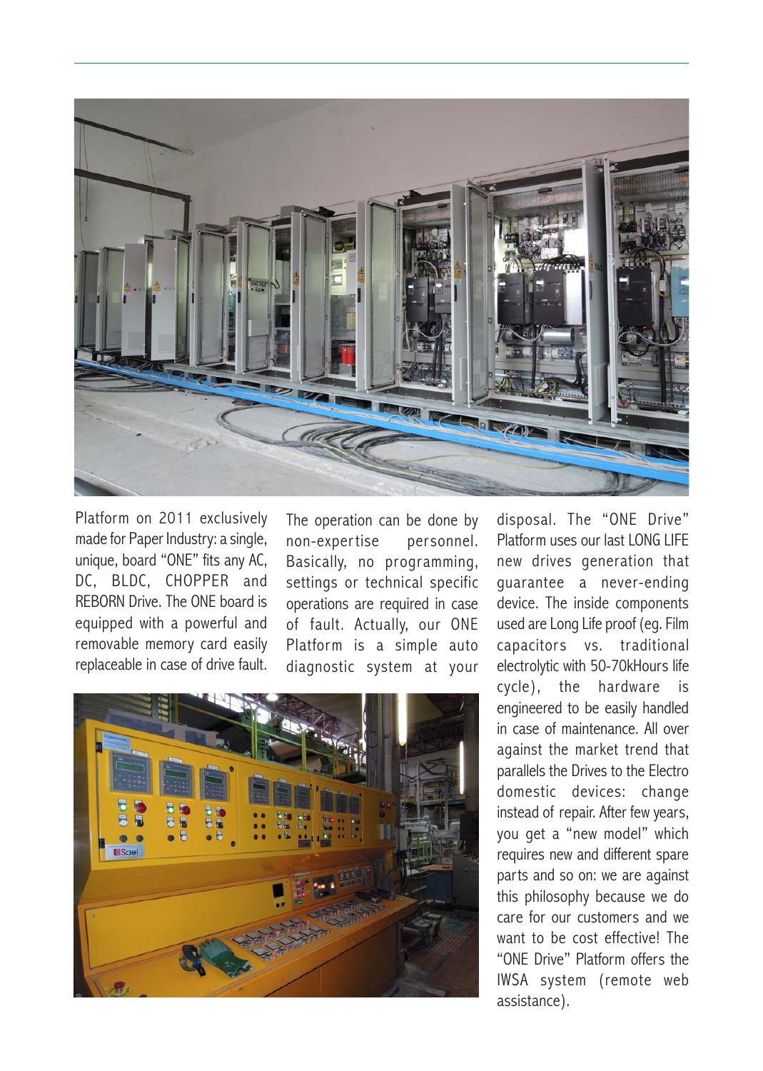Platform on 2011 exclusively made for Paper Industry: a single, unique, board "ONE" fits any AC, DC, BLDC, CHOPPER and REBORN Drive. The ONE board is equipped with a powerful and removable memory card easily replaceable in case of drive fault. The operation can be done by non-expertise personnel. Basically, no programming, settings or technical specific operations are required in case of fault. Actually, our ONE Platform is a simple auto diagnostic system at your disposal. The "ONE Drive" Platform uses our last LONG LIFE new drives generation that guarantee a never-ending device. The inside components used are Long Life proof (eg. Film capacitors vs. traditional electrolytic with 50-70kHours life cycle), the hardware is engineered to be easily handled in case of maintenance. All over against the market trend that parallels the Drives to the Electro domestic devices: change instead of repair. After few years, you get a "new model" which requires new and different spare parts and so on: we are against this philosophy because we do care for our customers and we want to be cost effective! The "ONE Drive" Platform offers the IWSA system (remote web assistance).